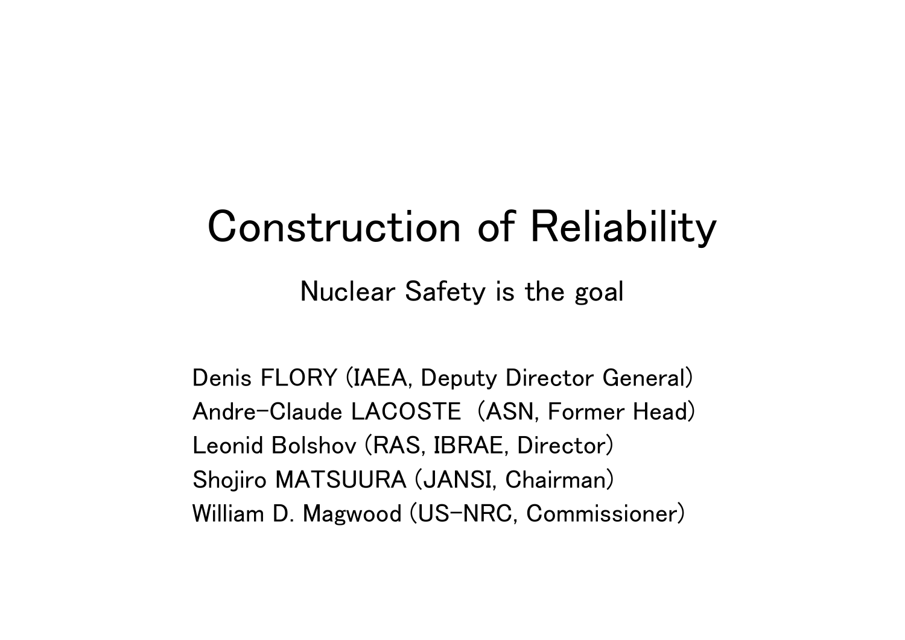# Construction of Reliability

## Nuclear Safety is the goal

Denis FLORY (IAEA, Deputy Director General)
Andre-Claude LACOSTE  (ASN, Former Head)
Leonid Bolshov (RAS, IBRAE, Director)
Shojiro MATSUURA (JANSI, Chairman)
William D. Magwood (US-NRC, Commissioner)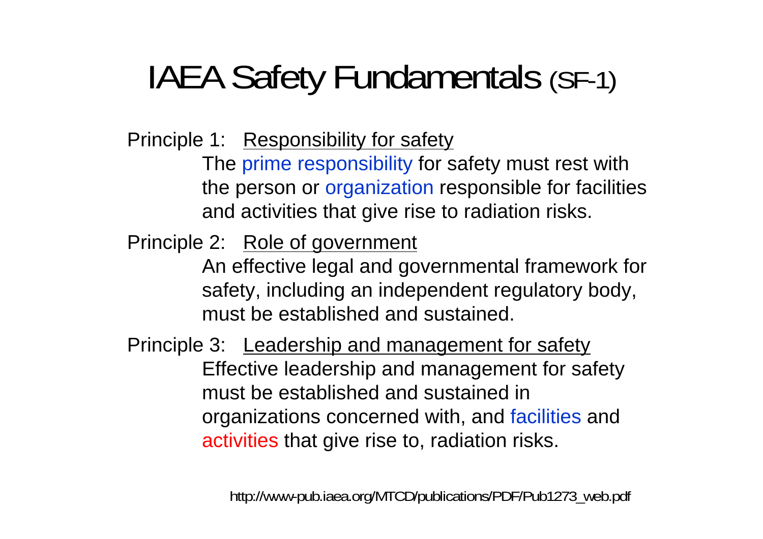# IAEA Safety Fundamentals (SF-1)

Principle 1: Responsibility for safety

The prime responsibility for safety must rest with the person or organization responsible for facilities and activities that give rise to radiation risks.

Principle 2: Role of government

An effective legal and governmental framework for safety, including an independent regulatory body, must be established and sustained.

Principle 3: Leadership and management for safety

Effective leadership and management for safety must be established and sustained in organizations concerned with, and facilities and activities that give rise to, radiation risks.

http://www-pub.iaea.org/MTCD/publications/PDF/Pub1273_web.pdf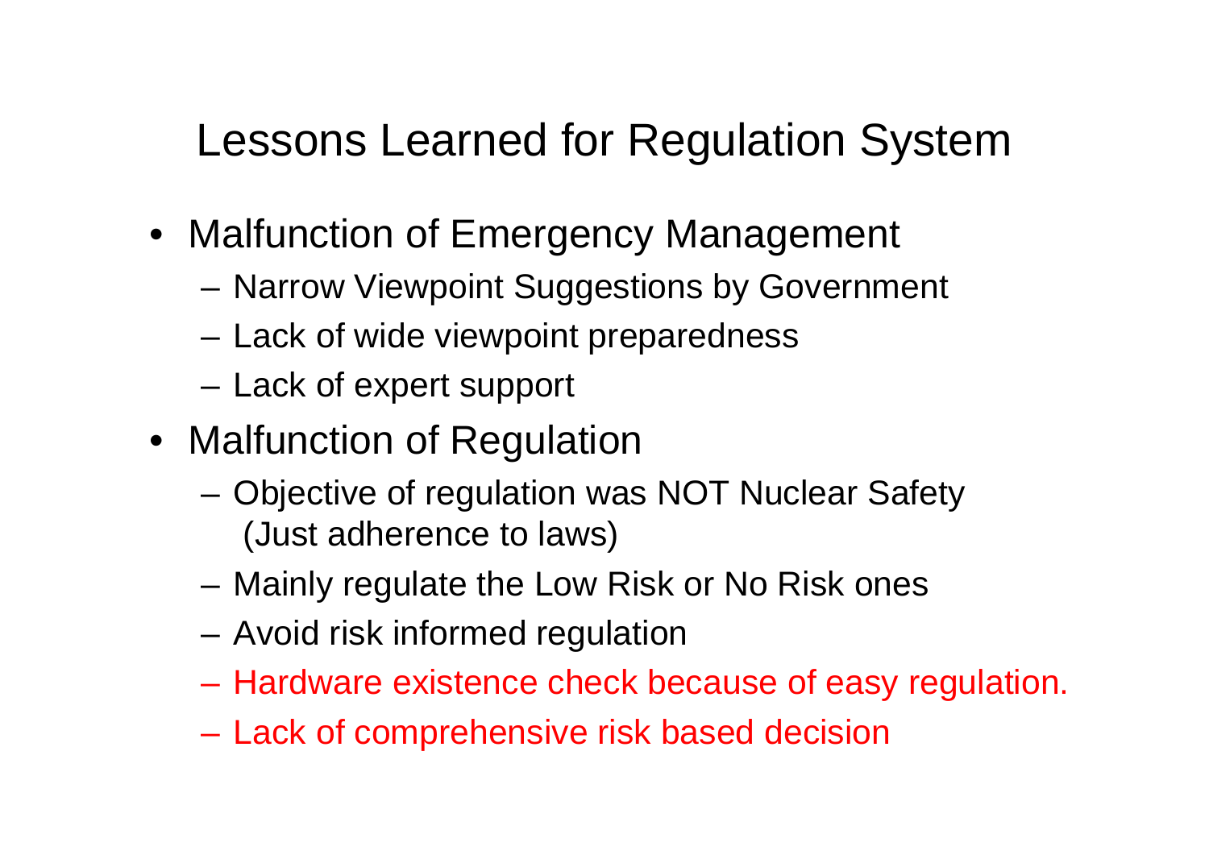# Lessons Learned for Regulation System

- Malfunction of Emergency Management
  - Narrow Viewpoint Suggestions by Government
  - Lack of wide viewpoint preparedness
  - Lack of expert support
- Malfunction of Regulation
  - Objective of regulation was NOT Nuclear Safety (Just adherence to laws)
  - Mainly regulate the Low Risk or No Risk ones
  - Avoid risk informed regulation
  - Hardware existence check because of easy regulation.
  - Lack of comprehensive risk based decision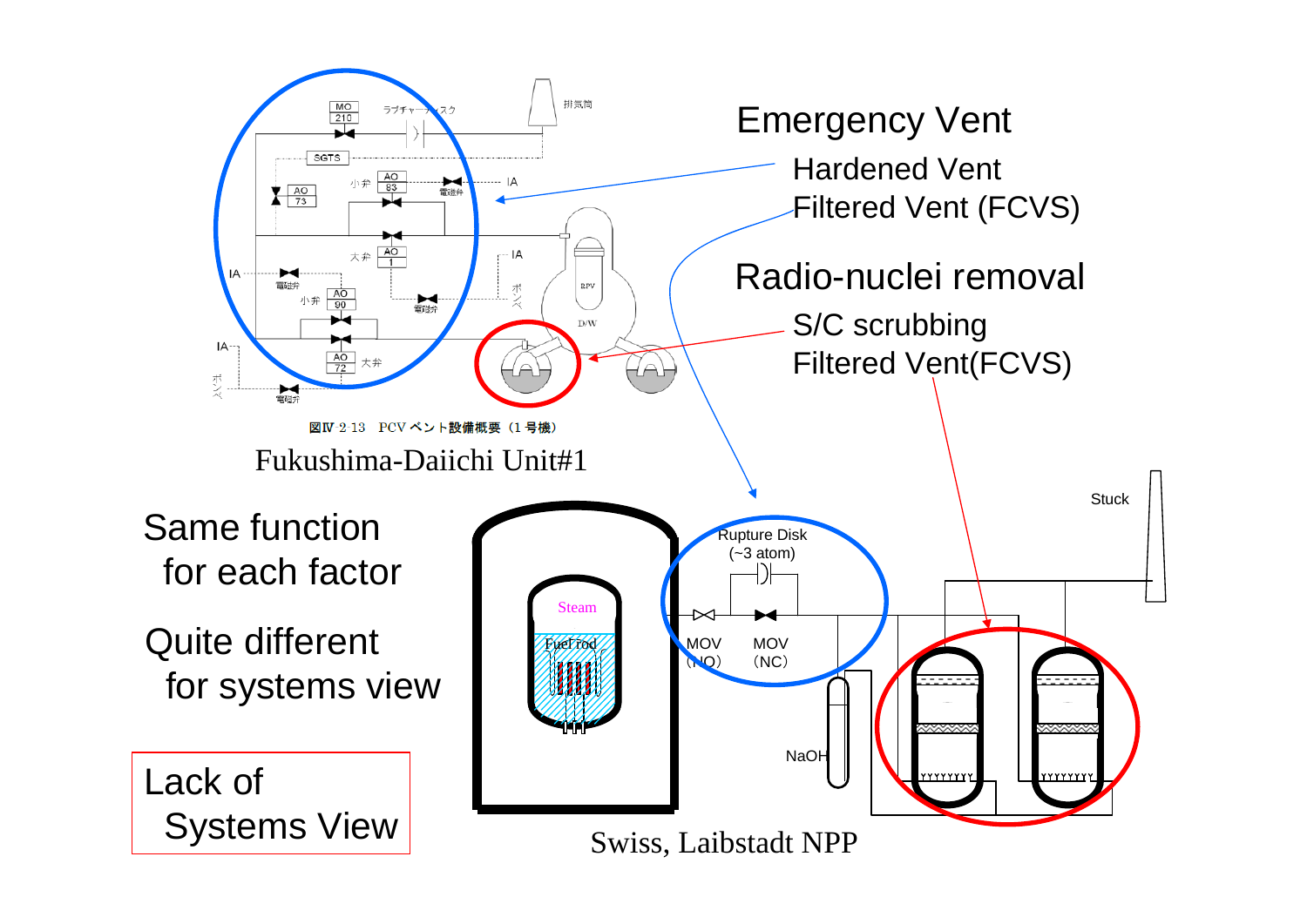## Emergency Vent

- Hardened Vent
- Filtered Vent (FCVS)

## Radio-nuclei removal

- S/C scrubbing
- Filtered Vent(FCVS)

MO 210　ラプチャーディスク　排気筒

SGTS

小弁　AO 83　電磁弁　IA

AO 73

大弁　AO 1　IA

IA　電磁弁　小弁　AO 90　電磁弁　ボンベ

RPV

D/W

IA　AO 72　大弁

ボンベ　電磁弁

図IV-2-13　PCV ベント設備概要（1 号機）

Fukushima-Daiichi Unit#1

Same function for each factor

Quite different for systems view

Lack of Systems View

Rupture Disk (~3 atom)

Steam

Fuel rod

MOV (NO)

MOV (NC)

NaOH

Stuck

Swiss, Laibstadt NPP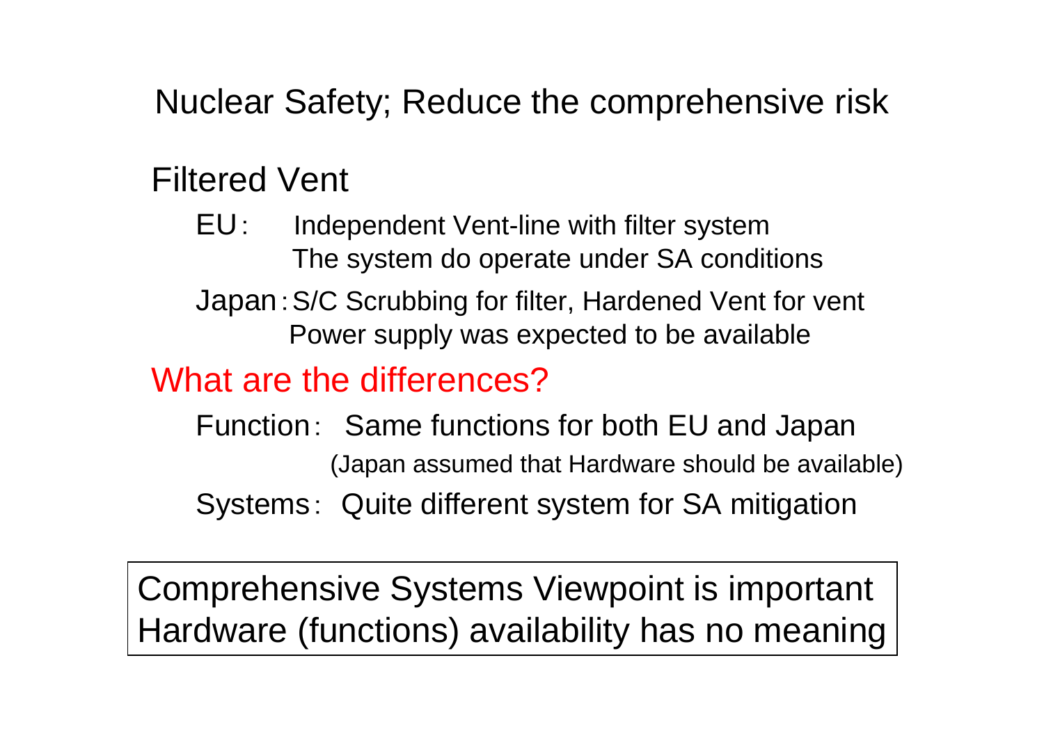# Nuclear Safety; Reduce the comprehensive risk

## Filtered Vent

- EU: Independent Vent-line with filter system
  The system do operate under SA conditions
- Japan: S/C Scrubbing for filter, Hardened Vent for vent
  Power supply was expected to be available

## What are the differences?

- Function: Same functions for both EU and Japan
  (Japan assumed that Hardware should be available)
- Systems: Quite different system for SA mitigation

Comprehensive Systems Viewpoint is important
Hardware (functions) availability has no meaning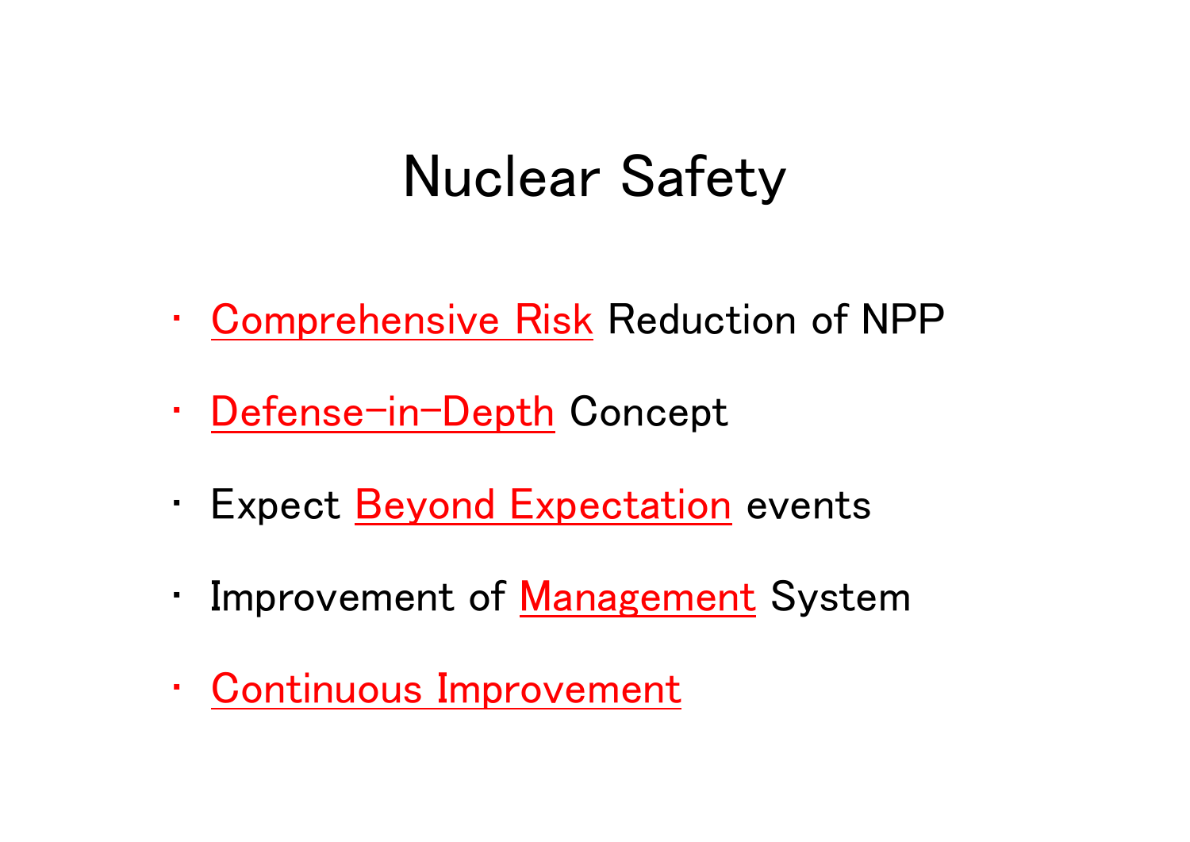# Nuclear Safety

- Comprehensive Risk Reduction of NPP
- Defense-in-Depth Concept
- Expect Beyond Expectation events
- Improvement of Management System
- Continuous Improvement